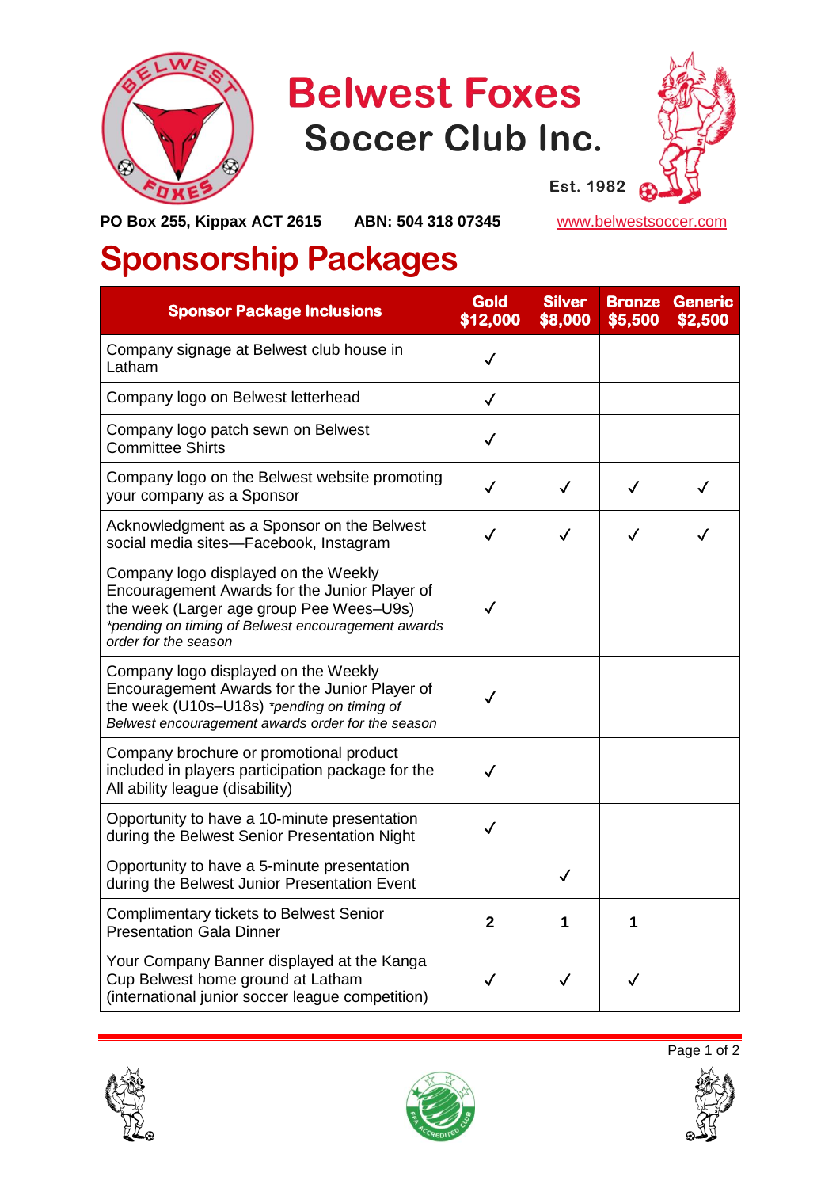# Belwest Foxes Soccer Club Inc.

Est. 1982

**PO Box 255, Kippax ACT 2615** **ABN: 504 318 07345** www.belwestsoccer.com

# Sponsorship Packages

| Sponsor Package Inclusions | Gold $12,000 | Silver $8,000 | Bronze $5,500 | Generic $2,500 |
|---|---|---|---|---|
| Company signage at Belwest club house in Latham | ✓ | | | |
| Company logo on Belwest letterhead | ✓ | | | |
| Company logo patch sewn on Belwest Committee Shirts | ✓ | | | |
| Company logo on the Belwest website promoting your company as a Sponsor | ✓ | ✓ | ✓ | ✓ |
| Acknowledgment as a Sponsor on the Belwest social media sites—Facebook, Instagram | ✓ | ✓ | ✓ | ✓ |
| Company logo displayed on the Weekly Encouragement Awards for the Junior Player of the week (Larger age group Pee Wees–U9s) *\*pending on timing of Belwest encouragement awards order for the season* | ✓ | | | |
| Company logo displayed on the Weekly Encouragement Awards for the Junior Player of the week (U10s–U18s) *\*pending on timing of Belwest encouragement awards order for the season* | ✓ | | | |
| Company brochure or promotional product included in players participation package for the All ability league (disability) | ✓ | | | |
| Opportunity to have a 10-minute presentation during the Belwest Senior Presentation Night | ✓ | | | |
| Opportunity to have a 5-minute presentation during the Belwest Junior Presentation Event | | ✓ | | |
| Complimentary tickets to Belwest Senior Presentation Gala Dinner | **2** | **1** | **1** | |
| Your Company Banner displayed at the Kanga Cup Belwest home ground at Latham (international junior soccer league competition) | ✓ | ✓ | ✓ | |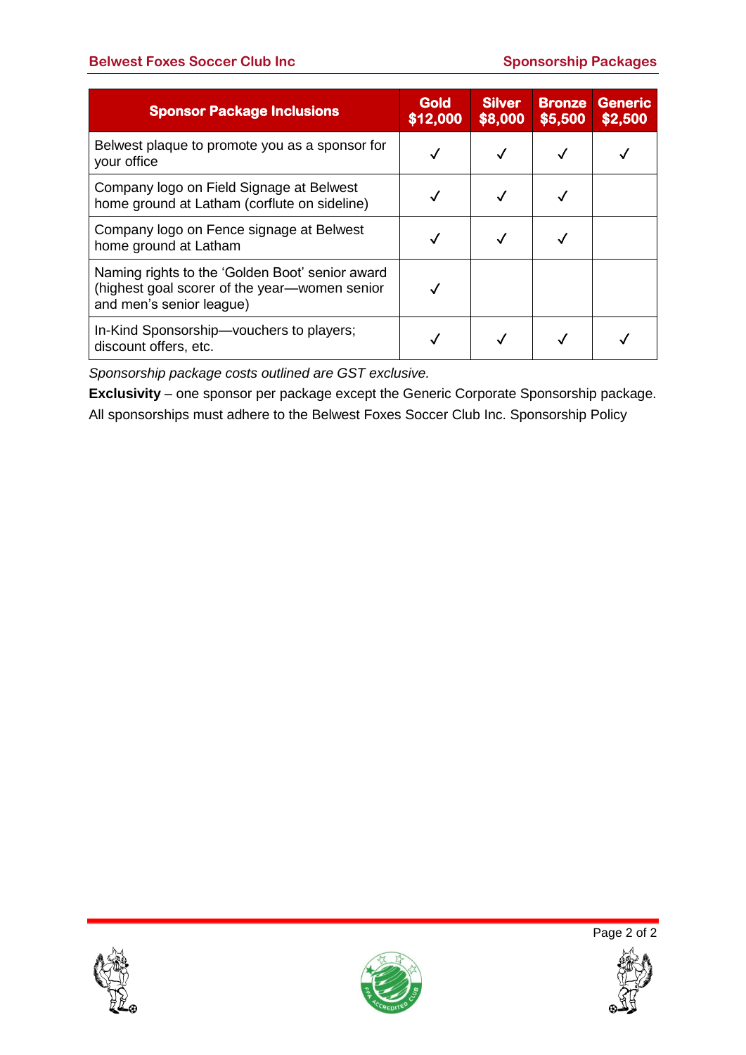| Sponsor Package Inclusions | Gold $12,000 | Silver $8,000 | Bronze $5,500 | Generic $2,500 |
|---|---|---|---|---|
| Belwest plaque to promote you as a sponsor for your office | ✓ | ✓ | ✓ | ✓ |
| Company logo on Field Signage at Belwest home ground at Latham (corflute on sideline) | ✓ | ✓ | ✓ | |
| Company logo on Fence signage at Belwest home ground at Latham | ✓ | ✓ | ✓ | |
| Naming rights to the 'Golden Boot' senior award (highest goal scorer of the year—women senior and men's senior league) | ✓ | | | |
| In-Kind Sponsorship—vouchers to players; discount offers, etc. | ✓ | ✓ | ✓ | ✓ |

*Sponsorship package costs outlined are GST exclusive.*

**Exclusivity** – one sponsor per package except the Generic Corporate Sponsorship package.

All sponsorships must adhere to the Belwest Foxes Soccer Club Inc. Sponsorship Policy